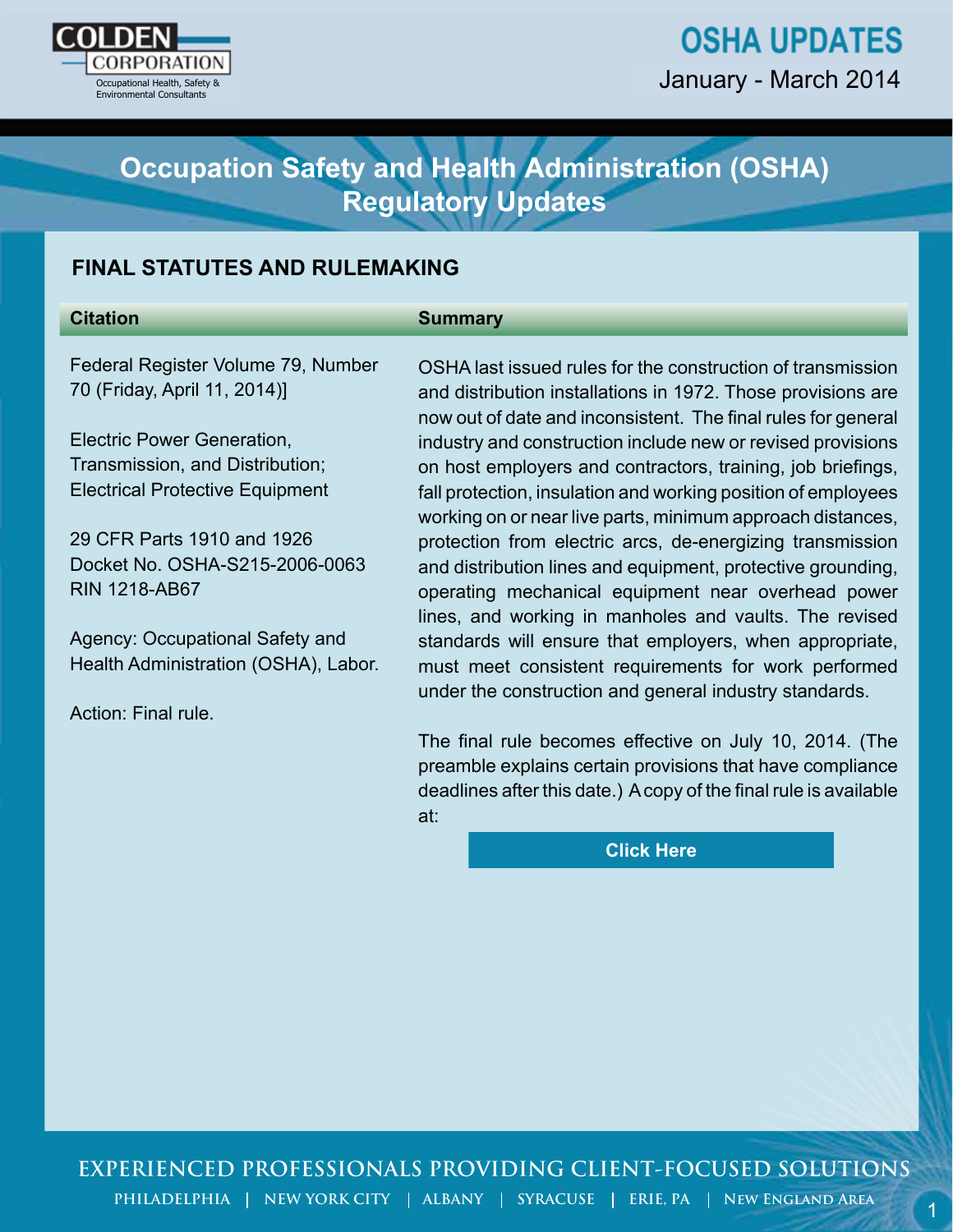COLDEN CORPORATION
Occupational Health, Safety & Environmental Consultants

# OSHA UPDATES

January - March 2014

## Occupation Safety and Health Administration (OSHA) Regulatory Updates

### FINAL STATUTES AND RULEMAKING

| Citation | Summary |
|---|---|
| Federal Register Volume 79, Number 70 (Friday, April 11, 2014)]<br><br>Electric Power Generation, Transmission, and Distribution; Electrical Protective Equipment<br><br>29 CFR Parts 1910 and 1926<br>Docket No. OSHA-S215-2006-0063<br>RIN 1218-AB67<br><br>Agency: Occupational Safety and Health Administration (OSHA), Labor.<br><br>Action: Final rule. | OSHA last issued rules for the construction of transmission and distribution installations in 1972. Those provisions are now out of date and inconsistent. The final rules for general industry and construction include new or revised provisions on host employers and contractors, training, job briefings, fall protection, insulation and working position of employees working on or near live parts, minimum approach distances, protection from electric arcs, de-energizing transmission and distribution lines and equipment, protective grounding, operating mechanical equipment near overhead power lines, and working in manholes and vaults. The revised standards will ensure that employers, when appropriate, must meet consistent requirements for work performed under the construction and general industry standards.<br><br>The final rule becomes effective on July 10, 2014. (The preamble explains certain provisions that have compliance deadlines after this date.) A copy of the final rule is available at:<br><br>**Click Here** |

EXPERIENCED PROFESSIONALS PROVIDING CLIENT-FOCUSED SOLUTIONS

PHILADELPHIA | NEW YORK CITY | ALBANY | SYRACUSE | ERIE, PA | NEW ENGLAND AREA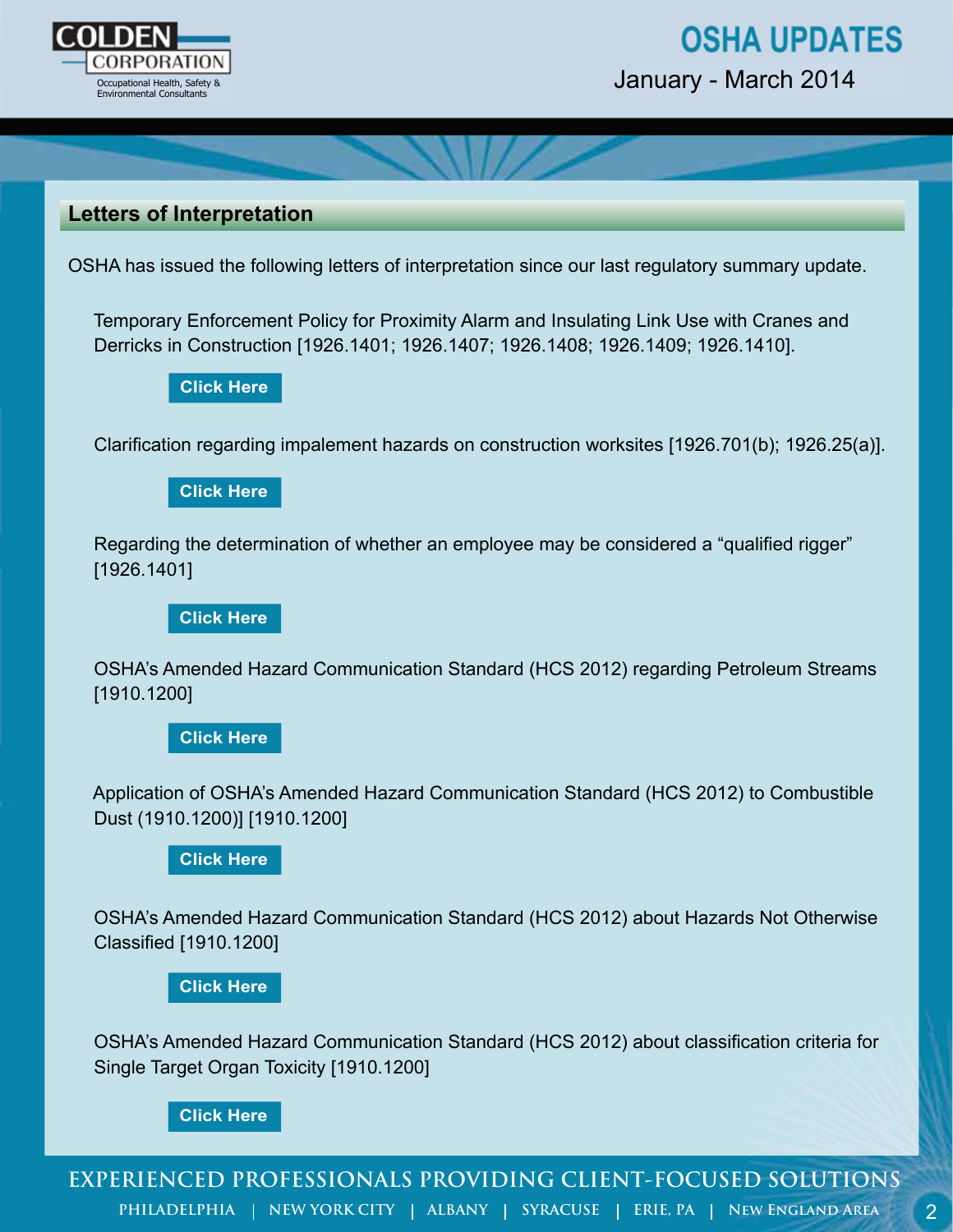## Letters of Interpretation

OSHA has issued the following letters of interpretation since our last regulatory summary update.

Temporary Enforcement Policy for Proximity Alarm and Insulating Link Use with Cranes and Derricks in Construction [1926.1401; 1926.1407; 1926.1408; 1926.1409; 1926.1410].

**Click Here**

Clarification regarding impalement hazards on construction worksites [1926.701(b); 1926.25(a)].

**Click Here**

Regarding the determination of whether an employee may be considered a "qualified rigger" [1926.1401]

**Click Here**

OSHA's Amended Hazard Communication Standard (HCS 2012) regarding Petroleum Streams [1910.1200]

**Click Here**

Application of OSHA's Amended Hazard Communication Standard (HCS 2012) to Combustible Dust (1910.1200)] [1910.1200]

**Click Here**

OSHA's Amended Hazard Communication Standard (HCS 2012) about Hazards Not Otherwise Classified [1910.1200]

**Click Here**

OSHA's Amended Hazard Communication Standard (HCS 2012) about classification criteria for Single Target Organ Toxicity [1910.1200]

**Click Here**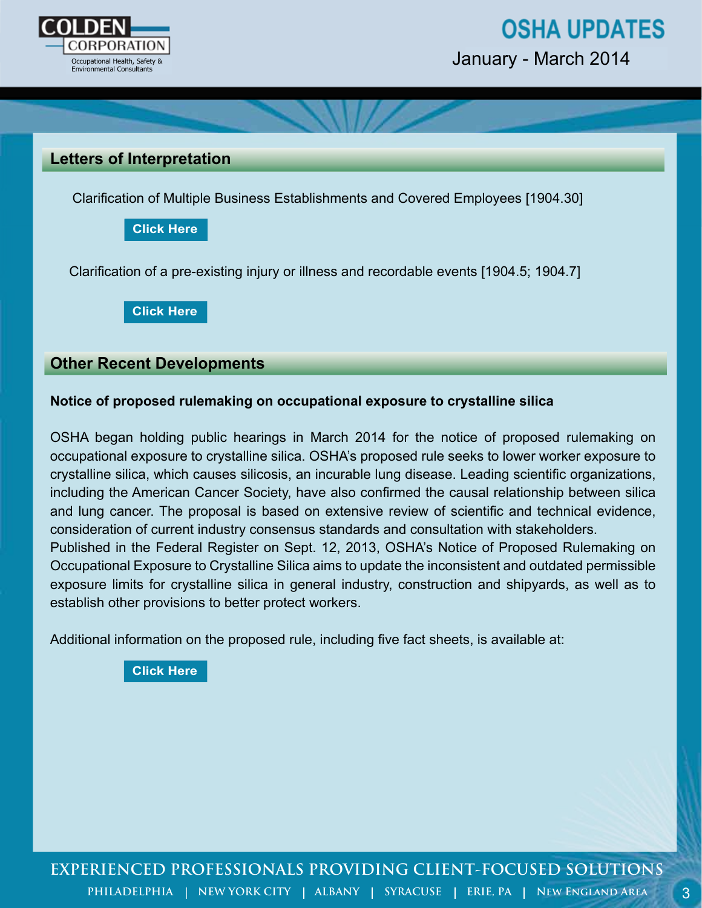## Letters of Interpretation

Clarification of Multiple Business Establishments and Covered Employees [1904.30]

**Click Here**

Clarification of a pre-existing injury or illness and recordable events [1904.5; 1904.7]

**Click Here**

## Other Recent Developments

**Notice of proposed rulemaking on occupational exposure to crystalline silica**

OSHA began holding public hearings in March 2014 for the notice of proposed rulemaking on occupational exposure to crystalline silica. OSHA's proposed rule seeks to lower worker exposure to crystalline silica, which causes silicosis, an incurable lung disease. Leading scientific organizations, including the American Cancer Society, have also confirmed the causal relationship between silica and lung cancer. The proposal is based on extensive review of scientific and technical evidence, consideration of current industry consensus standards and consultation with stakeholders.

Published in the Federal Register on Sept. 12, 2013, OSHA's Notice of Proposed Rulemaking on Occupational Exposure to Crystalline Silica aims to update the inconsistent and outdated permissible exposure limits for crystalline silica in general industry, construction and shipyards, as well as to establish other provisions to better protect workers.

Additional information on the proposed rule, including five fact sheets, is available at:

**Click Here**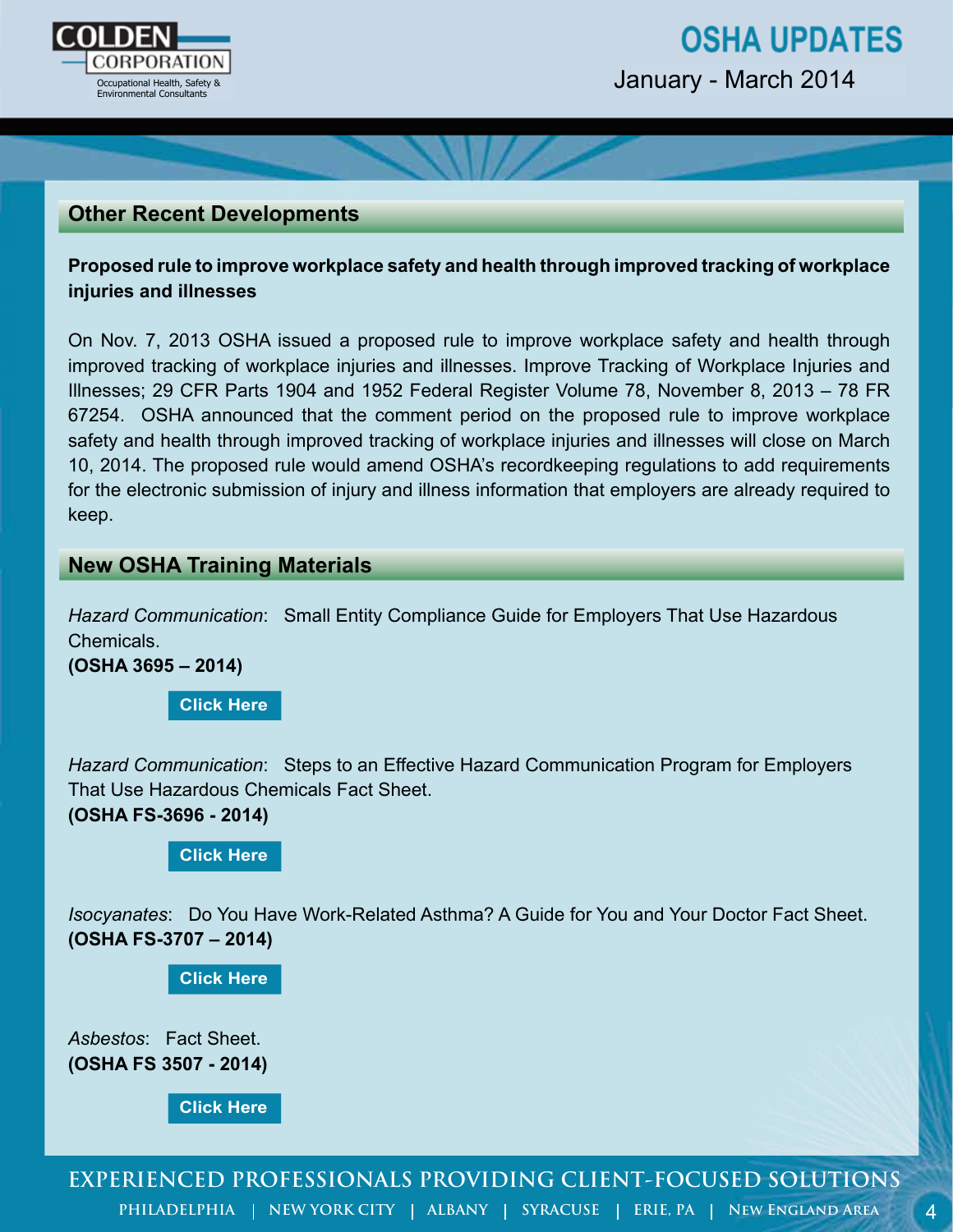## Other Recent Developments

**Proposed rule to improve workplace safety and health through improved tracking of workplace injuries and illnesses**

On Nov. 7, 2013 OSHA issued a proposed rule to improve workplace safety and health through improved tracking of workplace injuries and illnesses. Improve Tracking of Workplace Injuries and Illnesses; 29 CFR Parts 1904 and 1952 Federal Register Volume 78, November 8, 2013 – 78 FR 67254. OSHA announced that the comment period on the proposed rule to improve workplace safety and health through improved tracking of workplace injuries and illnesses will close on March 10, 2014. The proposed rule would amend OSHA's recordkeeping regulations to add requirements for the electronic submission of injury and illness information that employers are already required to keep.

## New OSHA Training Materials

*Hazard Communication*: Small Entity Compliance Guide for Employers That Use Hazardous Chemicals.
**(OSHA 3695 – 2014)**

Click Here

*Hazard Communication*: Steps to an Effective Hazard Communication Program for Employers That Use Hazardous Chemicals Fact Sheet.
**(OSHA FS-3696 - 2014)**

Click Here

*Isocyanates*: Do You Have Work-Related Asthma? A Guide for You and Your Doctor Fact Sheet.
**(OSHA FS-3707 – 2014)**

Click Here

*Asbestos*: Fact Sheet.
**(OSHA FS 3507 - 2014)**

Click Here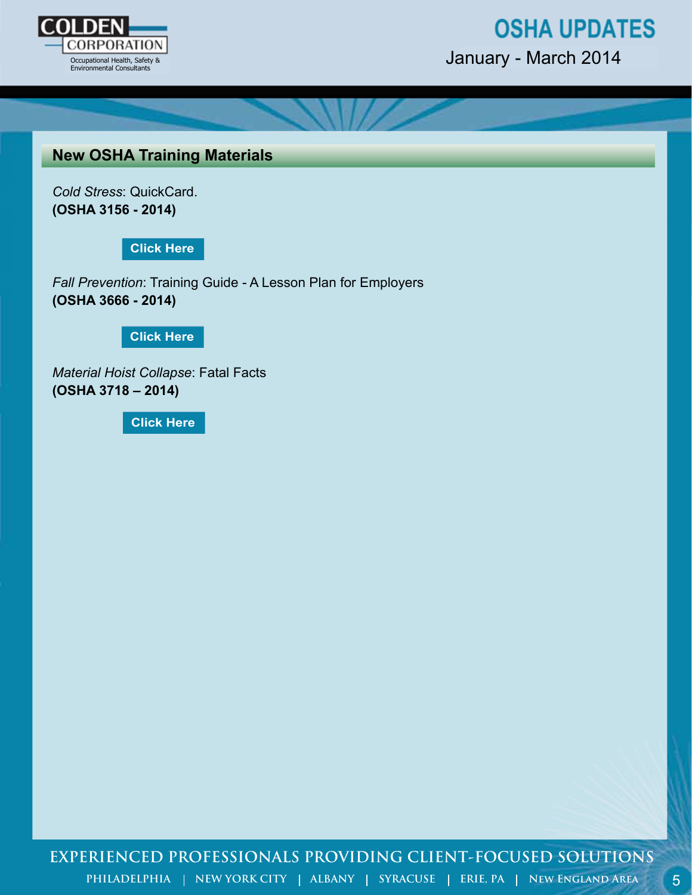## New OSHA Training Materials

*Cold Stress*: QuickCard.
**(OSHA 3156 - 2014)**

Click Here

*Fall Prevention*: Training Guide - A Lesson Plan for Employers
**(OSHA 3666 - 2014)**

Click Here

*Material Hoist Collapse*: Fatal Facts
**(OSHA 3718 – 2014)**

Click Here